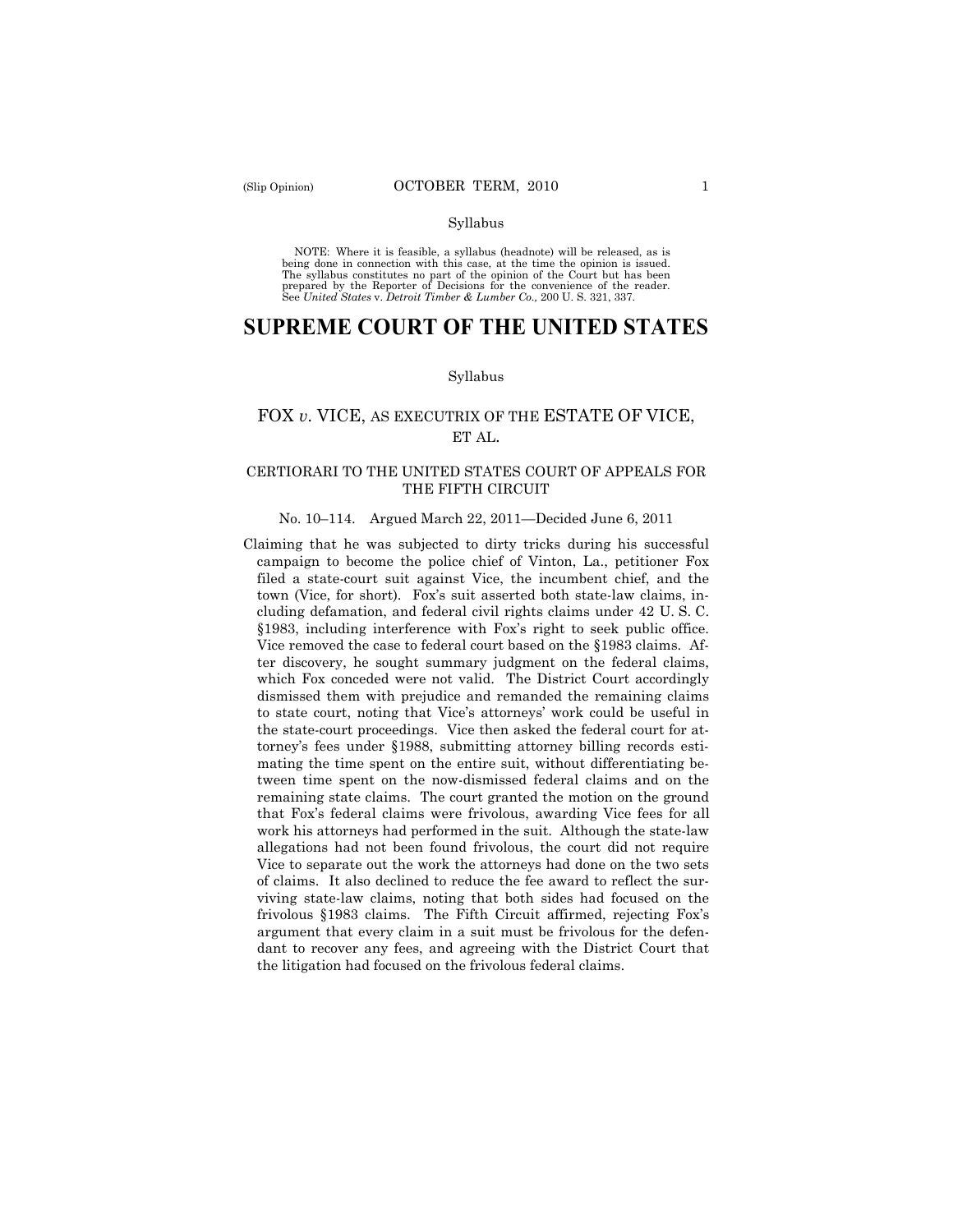(Slip Opinion) OCTOBER TERM, 2010

Syllabus

NOTE: Where it is feasible, a syllabus (headnote) will be released, as is being done in connection with this case, at the time the opinion is issued. The syllabus constitutes no part of the opinion of the Court but has been prepared by the Reporter of Decisions for the convenience of the reader. See *United States* v. *Detroit Timber & Lumber Co.,* 200 U. S. 321, 337.

# SUPREME COURT OF THE UNITED STATES

Syllabus

## FOX *v.* VICE, AS EXECUTRIX OF THE ESTATE OF VICE, ET AL.

### CERTIORARI TO THE UNITED STATES COURT OF APPEALS FOR THE FIFTH CIRCUIT

No. 10–114. Argued March 22, 2011—Decided June 6, 2011

Claiming that he was subjected to dirty tricks during his successful campaign to become the police chief of Vinton, La., petitioner Fox filed a state-court suit against Vice, the incumbent chief, and the town (Vice, for short). Fox's suit asserted both state-law claims, including defamation, and federal civil rights claims under 42 U. S. C. §1983, including interference with Fox's right to seek public office. Vice removed the case to federal court based on the §1983 claims. After discovery, he sought summary judgment on the federal claims, which Fox conceded were not valid. The District Court accordingly dismissed them with prejudice and remanded the remaining claims to state court, noting that Vice's attorneys' work could be useful in the state-court proceedings. Vice then asked the federal court for attorney's fees under §1988, submitting attorney billing records estimating the time spent on the entire suit, without differentiating between time spent on the now-dismissed federal claims and on the remaining state claims. The court granted the motion on the ground that Fox's federal claims were frivolous, awarding Vice fees for all work his attorneys had performed in the suit. Although the state-law allegations had not been found frivolous, the court did not require Vice to separate out the work the attorneys had done on the two sets of claims. It also declined to reduce the fee award to reflect the surviving state-law claims, noting that both sides had focused on the frivolous §1983 claims. The Fifth Circuit affirmed, rejecting Fox's argument that every claim in a suit must be frivolous for the defendant to recover any fees, and agreeing with the District Court that the litigation had focused on the frivolous federal claims.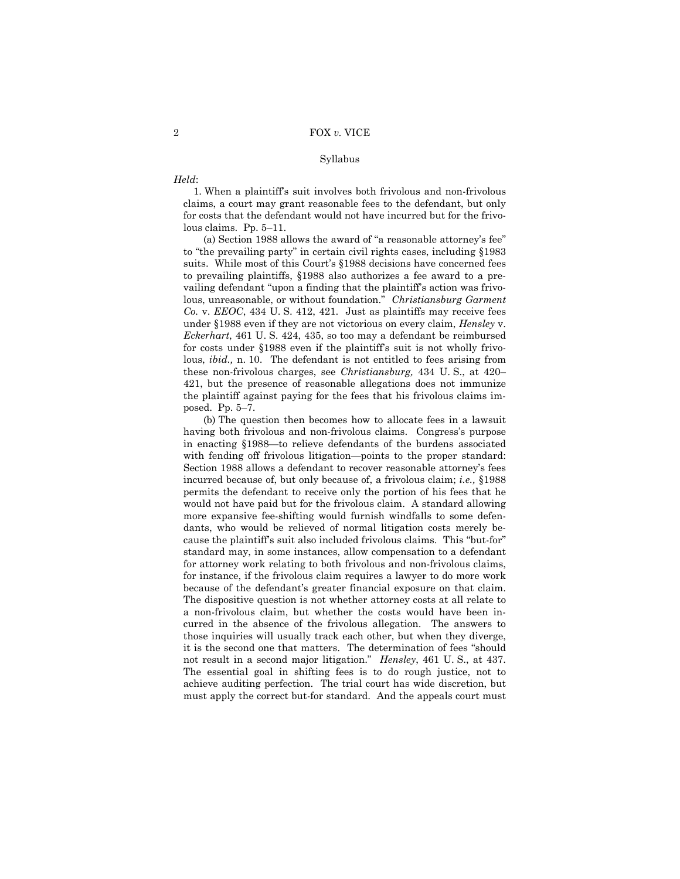Syllabus

*Held*:

1. When a plaintiff's suit involves both frivolous and non-frivolous claims, a court may grant reasonable fees to the defendant, but only for costs that the defendant would not have incurred but for the frivolous claims. Pp. 5–11.

(a) Section 1988 allows the award of "a reasonable attorney's fee" to "the prevailing party" in certain civil rights cases, including §1983 suits. While most of this Court's §1988 decisions have concerned fees to prevailing plaintiffs, §1988 also authorizes a fee award to a prevailing defendant "upon a finding that the plaintiff's action was frivolous, unreasonable, or without foundation." *Christiansburg Garment Co.* v. *EEOC*, 434 U. S. 412, 421. Just as plaintiffs may receive fees under §1988 even if they are not victorious on every claim, *Hensley* v. *Eckerhart*, 461 U. S. 424, 435, so too may a defendant be reimbursed for costs under §1988 even if the plaintiff's suit is not wholly frivolous, *ibid.,* n. 10. The defendant is not entitled to fees arising from these non-frivolous charges, see *Christiansburg,* 434 U. S., at 420–421, but the presence of reasonable allegations does not immunize the plaintiff against paying for the fees that his frivolous claims imposed. Pp. 5–7.

(b) The question then becomes how to allocate fees in a lawsuit having both frivolous and non-frivolous claims. Congress's purpose in enacting §1988—to relieve defendants of the burdens associated with fending off frivolous litigation—points to the proper standard: Section 1988 allows a defendant to recover reasonable attorney's fees incurred because of, but only because of, a frivolous claim; *i.e.,* §1988 permits the defendant to receive only the portion of his fees that he would not have paid but for the frivolous claim. A standard allowing more expansive fee-shifting would furnish windfalls to some defendants, who would be relieved of normal litigation costs merely because the plaintiff's suit also included frivolous claims. This "but-for" standard may, in some instances, allow compensation to a defendant for attorney work relating to both frivolous and non-frivolous claims, for instance, if the frivolous claim requires a lawyer to do more work because of the defendant's greater financial exposure on that claim. The dispositive question is not whether attorney costs at all relate to a non-frivolous claim, but whether the costs would have been incurred in the absence of the frivolous allegation. The answers to those inquiries will usually track each other, but when they diverge, it is the second one that matters. The determination of fees "should not result in a second major litigation." *Hensley*, 461 U. S., at 437. The essential goal in shifting fees is to do rough justice, not to achieve auditing perfection. The trial court has wide discretion, but must apply the correct but-for standard. And the appeals court must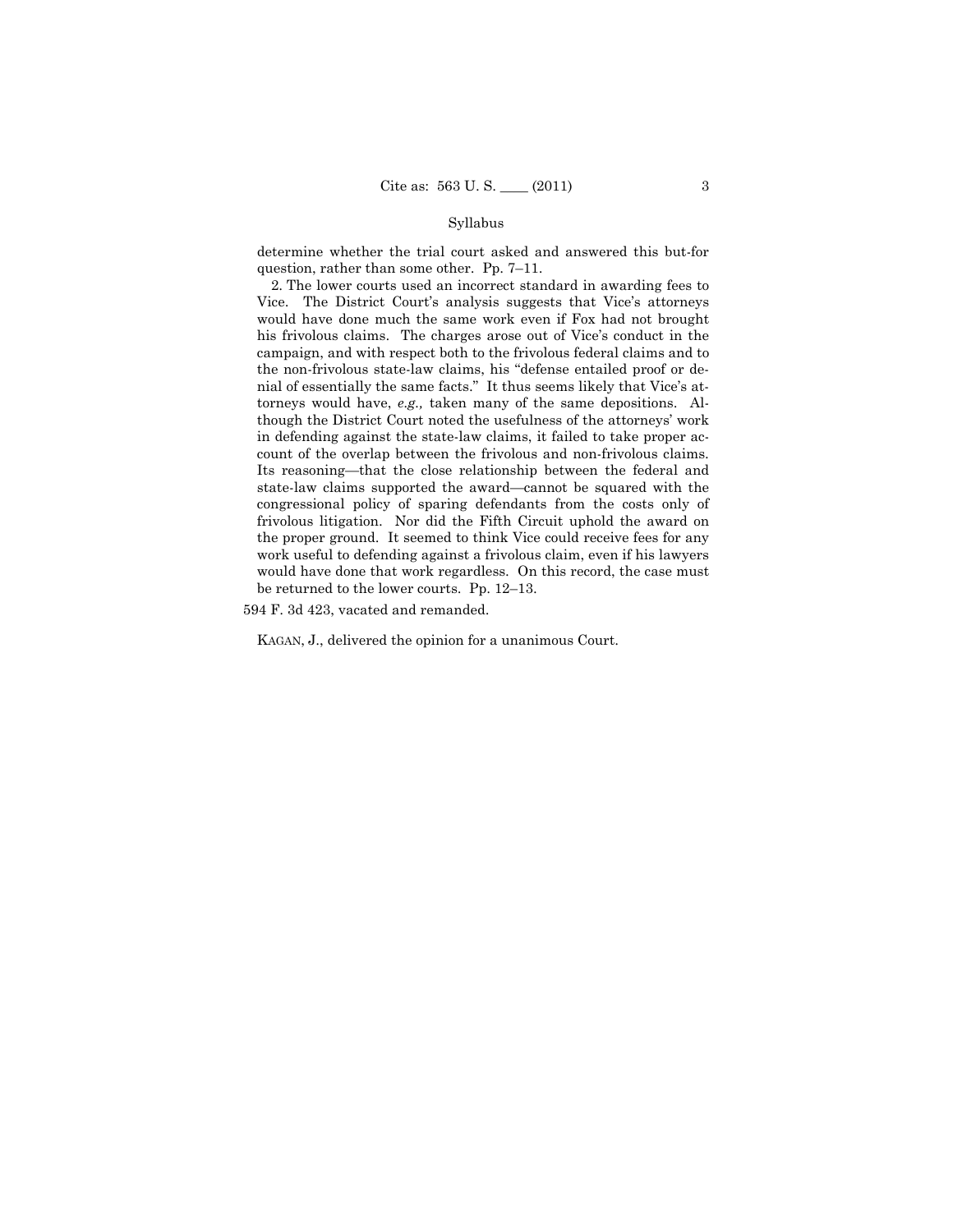determine whether the trial court asked and answered this but-for question, rather than some other. Pp. 7–11.

2. The lower courts used an incorrect standard in awarding fees to Vice. The District Court's analysis suggests that Vice's attorneys would have done much the same work even if Fox had not brought his frivolous claims. The charges arose out of Vice's conduct in the campaign, and with respect both to the frivolous federal claims and to the non-frivolous state-law claims, his "defense entailed proof or denial of essentially the same facts." It thus seems likely that Vice's attorneys would have, *e.g.,* taken many of the same depositions. Although the District Court noted the usefulness of the attorneys' work in defending against the state-law claims, it failed to take proper account of the overlap between the frivolous and non-frivolous claims. Its reasoning—that the close relationship between the federal and state-law claims supported the award—cannot be squared with the congressional policy of sparing defendants from the costs only of frivolous litigation. Nor did the Fifth Circuit uphold the award on the proper ground. It seemed to think Vice could receive fees for any work useful to defending against a frivolous claim, even if his lawyers would have done that work regardless. On this record, the case must be returned to the lower courts. Pp. 12–13.

594 F. 3d 423, vacated and remanded.

KAGAN, J., delivered the opinion for a unanimous Court.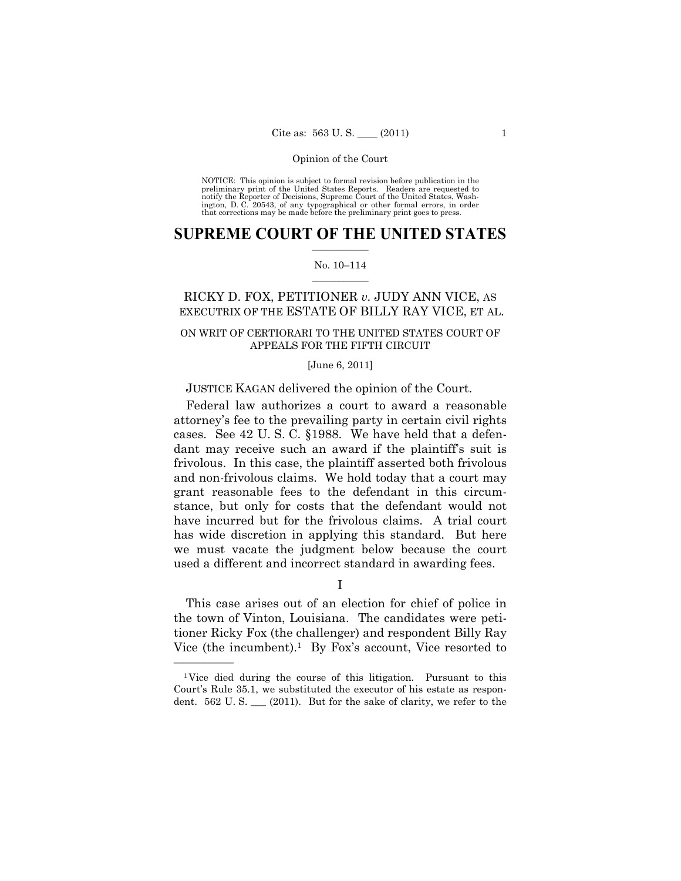NOTICE: This opinion is subject to formal revision before publication in the preliminary print of the United States Reports. Readers are requested to notify the Reporter of Decisions, Supreme Court of the United States, Washington, D. C. 20543, of any typographical or other formal errors, in order that corrections may be made before the preliminary print goes to press.

# SUPREME COURT OF THE UNITED STATES

No. 10–114

## RICKY D. FOX, PETITIONER *v.* JUDY ANN VICE, AS EXECUTRIX OF THE ESTATE OF BILLY RAY VICE, ET AL.

ON WRIT OF CERTIORARI TO THE UNITED STATES COURT OF APPEALS FOR THE FIFTH CIRCUIT

[June 6, 2011]

JUSTICE KAGAN delivered the opinion of the Court.

Federal law authorizes a court to award a reasonable attorney's fee to the prevailing party in certain civil rights cases. See 42 U. S. C. §1988. We have held that a defendant may receive such an award if the plaintiff's suit is frivolous. In this case, the plaintiff asserted both frivolous and non-frivolous claims. We hold today that a court may grant reasonable fees to the defendant in this circumstance, but only for costs that the defendant would not have incurred but for the frivolous claims. A trial court has wide discretion in applying this standard. But here we must vacate the judgment below because the court used a different and incorrect standard in awarding fees.

I

This case arises out of an election for chief of police in the town of Vinton, Louisiana. The candidates were petitioner Ricky Fox (the challenger) and respondent Billy Ray Vice (the incumbent).[1] By Fox's account, Vice resorted to

[1] Vice died during the course of this litigation. Pursuant to this Court's Rule 35.1, we substituted the executor of his estate as respondent. 562 U. S. ___ (2011). But for the sake of clarity, we refer to the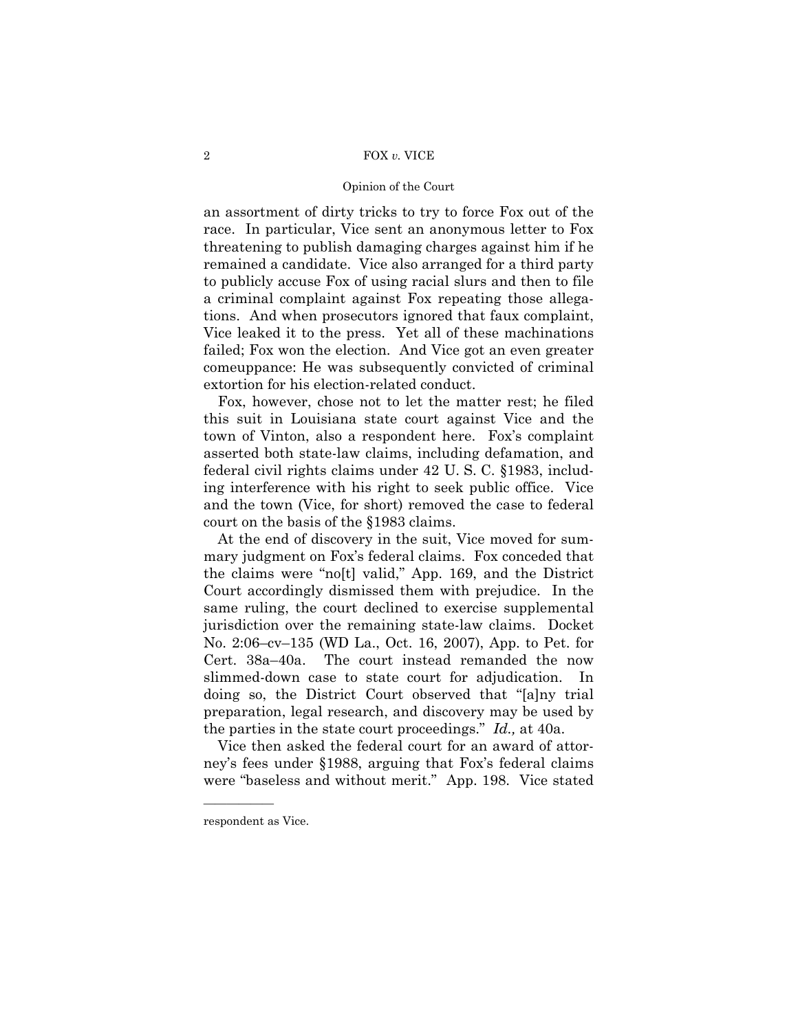an assortment of dirty tricks to try to force Fox out of the race. In particular, Vice sent an anonymous letter to Fox threatening to publish damaging charges against him if he remained a candidate. Vice also arranged for a third party to publicly accuse Fox of using racial slurs and then to file a criminal complaint against Fox repeating those allegations. And when prosecutors ignored that faux complaint, Vice leaked it to the press. Yet all of these machinations failed; Fox won the election. And Vice got an even greater comeuppance: He was subsequently convicted of criminal extortion for his election-related conduct.

Fox, however, chose not to let the matter rest; he filed this suit in Louisiana state court against Vice and the town of Vinton, also a respondent here. Fox's complaint asserted both state-law claims, including defamation, and federal civil rights claims under 42 U. S. C. §1983, including interference with his right to seek public office. Vice and the town (Vice, for short) removed the case to federal court on the basis of the §1983 claims.

At the end of discovery in the suit, Vice moved for summary judgment on Fox's federal claims. Fox conceded that the claims were "no[t] valid," App. 169, and the District Court accordingly dismissed them with prejudice. In the same ruling, the court declined to exercise supplemental jurisdiction over the remaining state-law claims. Docket No. 2:06–cv–135 (WD La., Oct. 16, 2007), App. to Pet. for Cert. 38a–40a. The court instead remanded the now slimmed-down case to state court for adjudication. In doing so, the District Court observed that "[a]ny trial preparation, legal research, and discovery may be used by the parties in the state court proceedings." *Id.,* at 40a.

Vice then asked the federal court for an award of attorney's fees under §1988, arguing that Fox's federal claims were "baseless and without merit." App. 198. Vice stated

---

respondent as Vice.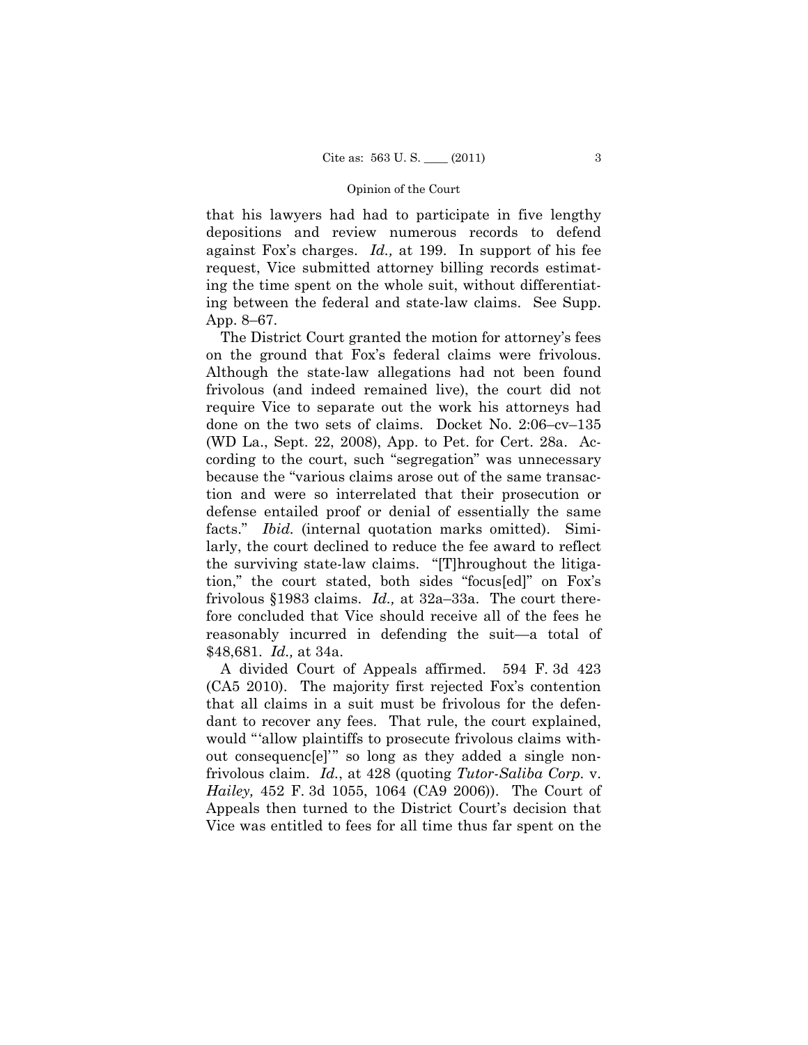that his lawyers had had to participate in five lengthy depositions and review numerous records to defend against Fox's charges. *Id.,* at 199. In support of his fee request, Vice submitted attorney billing records estimating the time spent on the whole suit, without differentiating between the federal and state-law claims. See Supp. App. 8–67.

The District Court granted the motion for attorney's fees on the ground that Fox's federal claims were frivolous. Although the state-law allegations had not been found frivolous (and indeed remained live), the court did not require Vice to separate out the work his attorneys had done on the two sets of claims. Docket No. 2:06–cv–135 (WD La., Sept. 22, 2008), App. to Pet. for Cert. 28a. According to the court, such "segregation" was unnecessary because the "various claims arose out of the same transaction and were so interrelated that their prosecution or defense entailed proof or denial of essentially the same facts." *Ibid.* (internal quotation marks omitted). Similarly, the court declined to reduce the fee award to reflect the surviving state-law claims. "[T]hroughout the litigation," the court stated, both sides "focus[ed]" on Fox's frivolous §1983 claims. *Id.,* at 32a–33a. The court therefore concluded that Vice should receive all of the fees he reasonably incurred in defending the suit—a total of $48,681. *Id.,* at 34a.

A divided Court of Appeals affirmed. 594 F. 3d 423 (CA5 2010). The majority first rejected Fox's contention that all claims in a suit must be frivolous for the defendant to recover any fees. That rule, the court explained, would "'allow plaintiffs to prosecute frivolous claims without consequenc[e]'" so long as they added a single nonfrivolous claim. *Id.*, at 428 (quoting *Tutor-Saliba Corp.* v. *Hailey,* 452 F. 3d 1055, 1064 (CA9 2006)). The Court of Appeals then turned to the District Court's decision that Vice was entitled to fees for all time thus far spent on the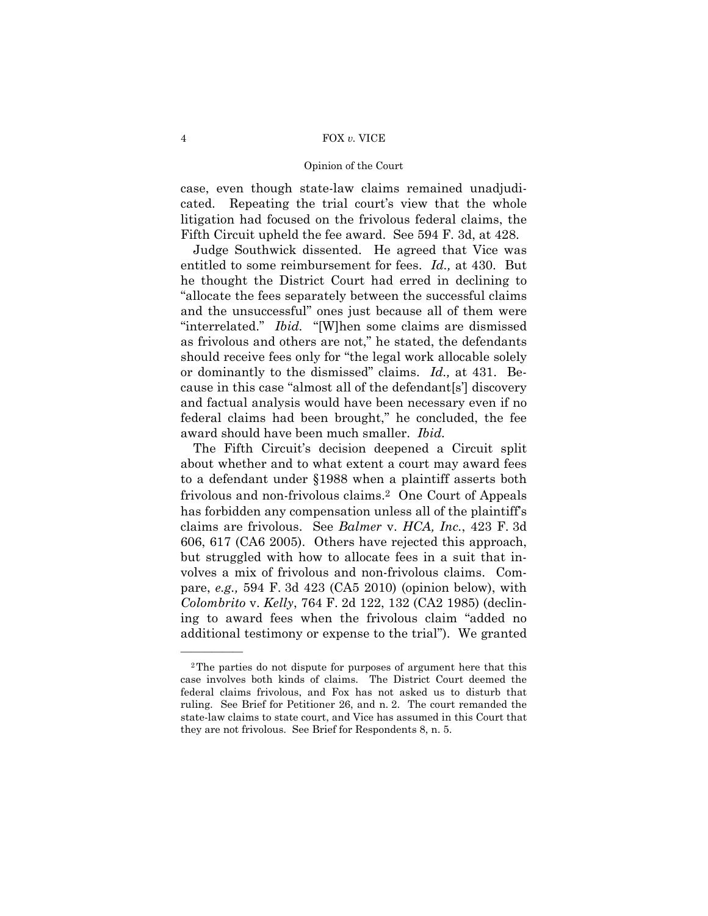case, even though state-law claims remained unadjudicated. Repeating the trial court's view that the whole litigation had focused on the frivolous federal claims, the Fifth Circuit upheld the fee award. See 594 F. 3d, at 428.

Judge Southwick dissented. He agreed that Vice was entitled to some reimbursement for fees. *Id.,* at 430. But he thought the District Court had erred in declining to "allocate the fees separately between the successful claims and the unsuccessful" ones just because all of them were "interrelated." *Ibid.* "[W]hen some claims are dismissed as frivolous and others are not," he stated, the defendants should receive fees only for "the legal work allocable solely or dominantly to the dismissed" claims. *Id.,* at 431. Because in this case "almost all of the defendant[s'] discovery and factual analysis would have been necessary even if no federal claims had been brought," he concluded, the fee award should have been much smaller. *Ibid.*

The Fifth Circuit's decision deepened a Circuit split about whether and to what extent a court may award fees to a defendant under §1988 when a plaintiff asserts both frivolous and non-frivolous claims.[2] One Court of Appeals has forbidden any compensation unless all of the plaintiff's claims are frivolous. See *Balmer* v. *HCA, Inc.*, 423 F. 3d 606, 617 (CA6 2005). Others have rejected this approach, but struggled with how to allocate fees in a suit that involves a mix of frivolous and non-frivolous claims. Compare, *e.g.,* 594 F. 3d 423 (CA5 2010) (opinion below), with *Colombrito* v. *Kelly*, 764 F. 2d 122, 132 (CA2 1985) (declining to award fees when the frivolous claim "added no additional testimony or expense to the trial"). We granted

---

[2] The parties do not dispute for purposes of argument here that this case involves both kinds of claims. The District Court deemed the federal claims frivolous, and Fox has not asked us to disturb that ruling. See Brief for Petitioner 26, and n. 2. The court remanded the state-law claims to state court, and Vice has assumed in this Court that they are not frivolous. See Brief for Respondents 8, n. 5.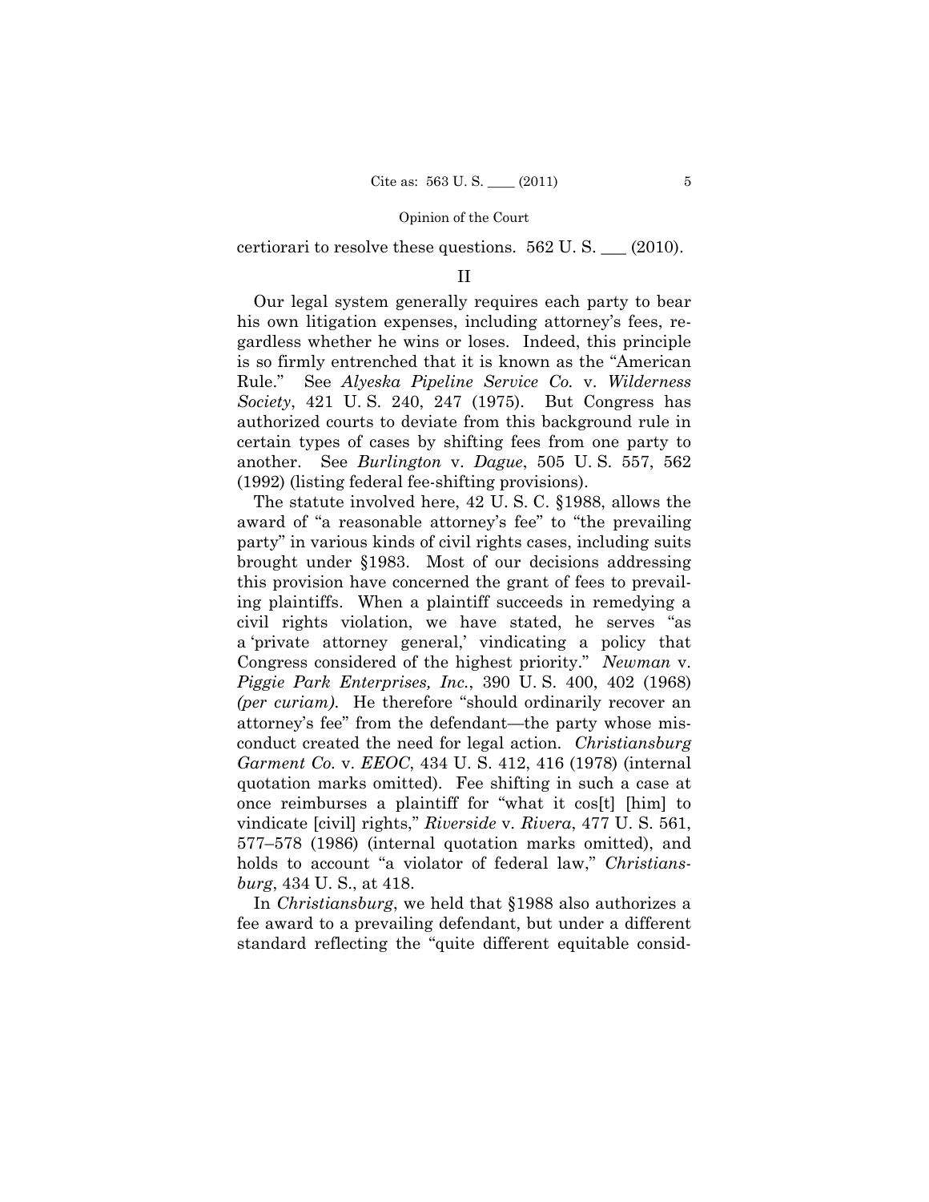certiorari to resolve these questions. 562 U. S. ___ (2010).

## II

Our legal system generally requires each party to bear his own litigation expenses, including attorney's fees, regardless whether he wins or loses. Indeed, this principle is so firmly entrenched that it is known as the "American Rule." See *Alyeska Pipeline Service Co.* v. *Wilderness Society*, 421 U. S. 240, 247 (1975). But Congress has authorized courts to deviate from this background rule in certain types of cases by shifting fees from one party to another. See *Burlington* v. *Dague*, 505 U. S. 557, 562 (1992) (listing federal fee-shifting provisions).

The statute involved here, 42 U. S. C. §1988, allows the award of "a reasonable attorney's fee" to "the prevailing party" in various kinds of civil rights cases, including suits brought under §1983. Most of our decisions addressing this provision have concerned the grant of fees to prevailing plaintiffs. When a plaintiff succeeds in remedying a civil rights violation, we have stated, he serves "as a 'private attorney general,' vindicating a policy that Congress considered of the highest priority." *Newman* v. *Piggie Park Enterprises, Inc.*, 390 U. S. 400, 402 (1968) *(per curiam)*. He therefore "should ordinarily recover an attorney's fee" from the defendant—the party whose misconduct created the need for legal action. *Christiansburg Garment Co.* v. *EEOC*, 434 U. S. 412, 416 (1978) (internal quotation marks omitted). Fee shifting in such a case at once reimburses a plaintiff for "what it cos[t] [him] to vindicate [civil] rights," *Riverside* v. *Rivera*, 477 U. S. 561, 577–578 (1986) (internal quotation marks omitted), and holds to account "a violator of federal law," *Christiansburg*, 434 U. S., at 418.

In *Christiansburg*, we held that §1988 also authorizes a fee award to a prevailing defendant, but under a different standard reflecting the "quite different equitable consid-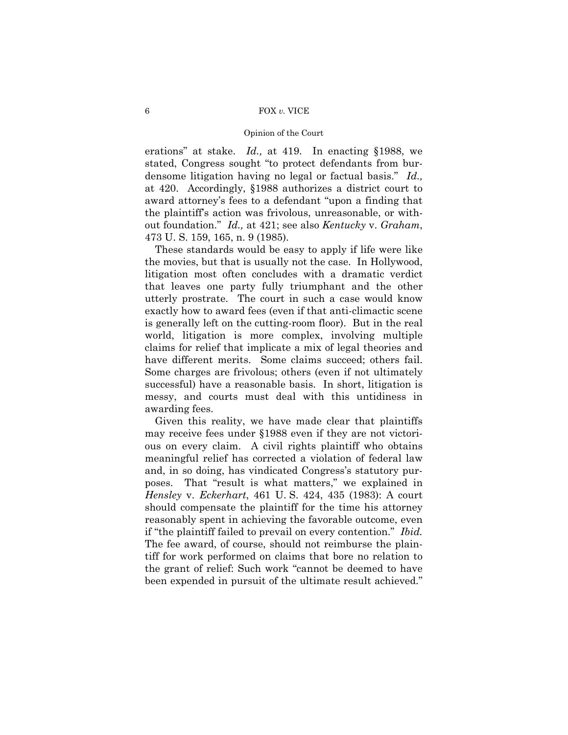erations" at stake. *Id.,* at 419. In enacting §1988, we stated, Congress sought "to protect defendants from burdensome litigation having no legal or factual basis." *Id.,* at 420. Accordingly, §1988 authorizes a district court to award attorney's fees to a defendant "upon a finding that the plaintiff's action was frivolous, unreasonable, or without foundation." *Id.,* at 421; see also *Kentucky* v. *Graham*, 473 U. S. 159, 165, n. 9 (1985).

These standards would be easy to apply if life were like the movies, but that is usually not the case. In Hollywood, litigation most often concludes with a dramatic verdict that leaves one party fully triumphant and the other utterly prostrate. The court in such a case would know exactly how to award fees (even if that anti-climactic scene is generally left on the cutting-room floor). But in the real world, litigation is more complex, involving multiple claims for relief that implicate a mix of legal theories and have different merits. Some claims succeed; others fail. Some charges are frivolous; others (even if not ultimately successful) have a reasonable basis. In short, litigation is messy, and courts must deal with this untidiness in awarding fees.

Given this reality, we have made clear that plaintiffs may receive fees under §1988 even if they are not victorious on every claim. A civil rights plaintiff who obtains meaningful relief has corrected a violation of federal law and, in so doing, has vindicated Congress's statutory purposes. That "result is what matters," we explained in *Hensley* v. *Eckerhart*, 461 U. S. 424, 435 (1983): A court should compensate the plaintiff for the time his attorney reasonably spent in achieving the favorable outcome, even if "the plaintiff failed to prevail on every contention." *Ibid.* The fee award, of course, should not reimburse the plaintiff for work performed on claims that bore no relation to the grant of relief: Such work "cannot be deemed to have been expended in pursuit of the ultimate result achieved."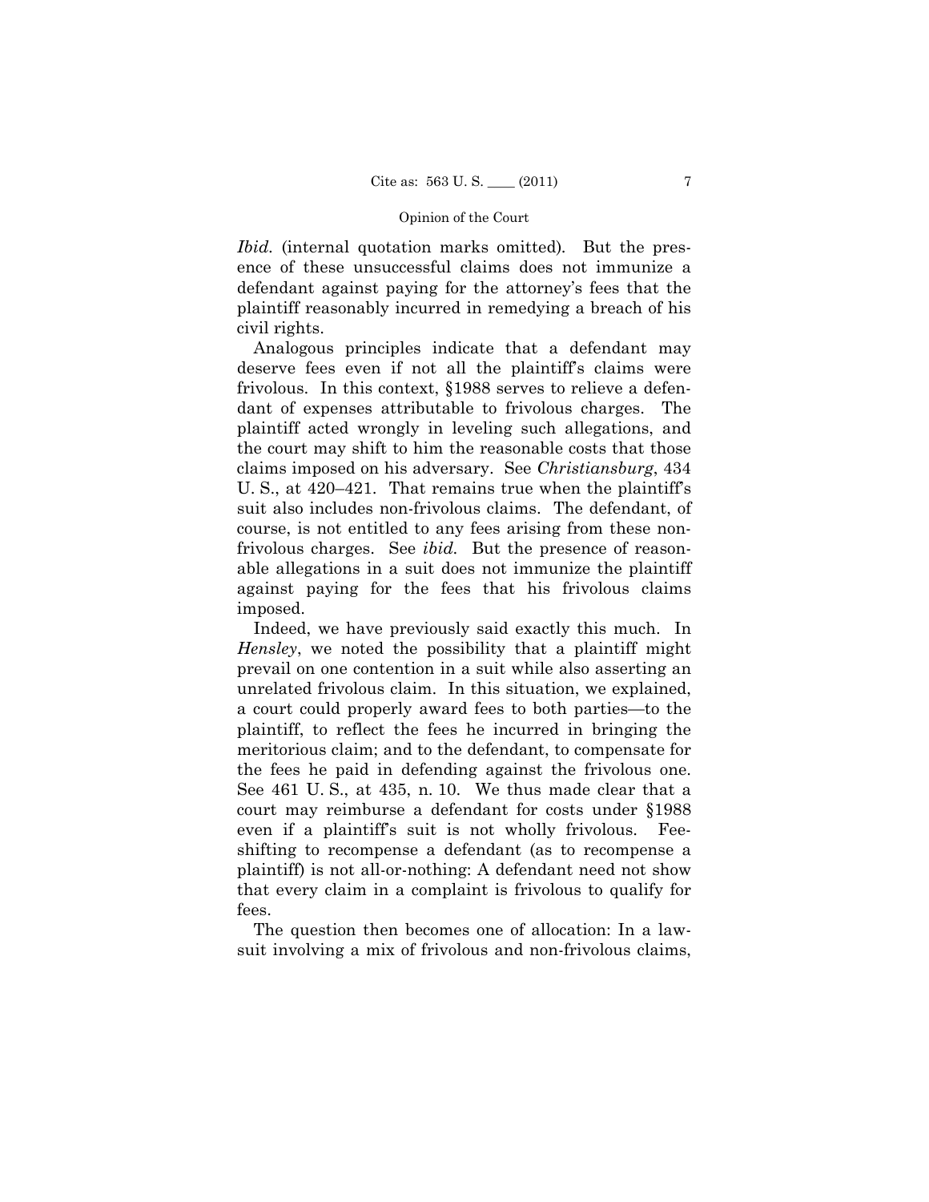*Ibid.* (internal quotation marks omitted). But the presence of these unsuccessful claims does not immunize a defendant against paying for the attorney's fees that the plaintiff reasonably incurred in remedying a breach of his civil rights.

Analogous principles indicate that a defendant may deserve fees even if not all the plaintiff's claims were frivolous. In this context, §1988 serves to relieve a defendant of expenses attributable to frivolous charges. The plaintiff acted wrongly in leveling such allegations, and the court may shift to him the reasonable costs that those claims imposed on his adversary. See *Christiansburg*, 434 U. S., at 420–421. That remains true when the plaintiff's suit also includes non-frivolous claims. The defendant, of course, is not entitled to any fees arising from these non-frivolous charges. See *ibid.* But the presence of reasonable allegations in a suit does not immunize the plaintiff against paying for the fees that his frivolous claims imposed.

Indeed, we have previously said exactly this much. In *Hensley*, we noted the possibility that a plaintiff might prevail on one contention in a suit while also asserting an unrelated frivolous claim. In this situation, we explained, a court could properly award fees to both parties—to the plaintiff, to reflect the fees he incurred in bringing the meritorious claim; and to the defendant, to compensate for the fees he paid in defending against the frivolous one. See 461 U. S., at 435, n. 10. We thus made clear that a court may reimburse a defendant for costs under §1988 even if a plaintiff's suit is not wholly frivolous. Fee-shifting to recompense a defendant (as to recompense a plaintiff) is not all-or-nothing: A defendant need not show that every claim in a complaint is frivolous to qualify for fees.

The question then becomes one of allocation: In a lawsuit involving a mix of frivolous and non-frivolous claims,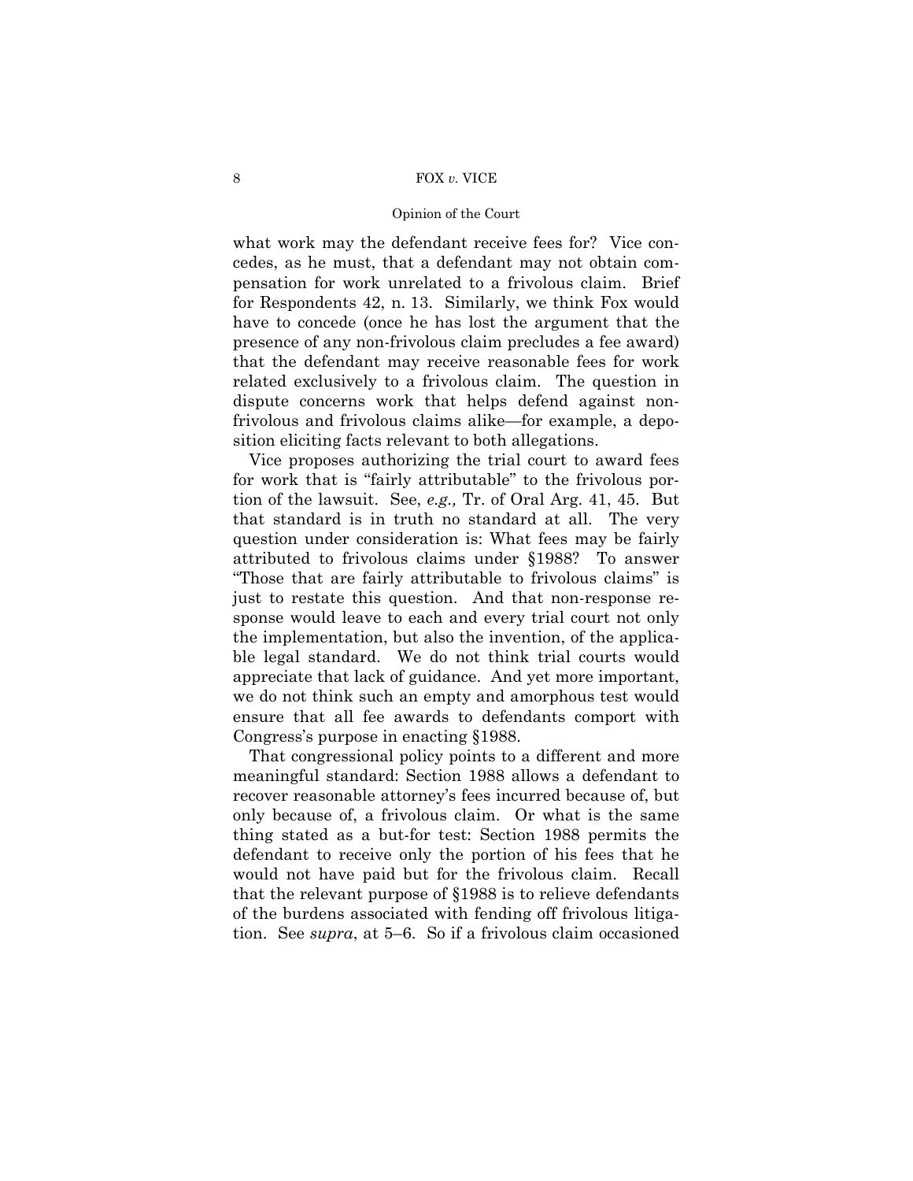what work may the defendant receive fees for? Vice concedes, as he must, that a defendant may not obtain compensation for work unrelated to a frivolous claim. Brief for Respondents 42, n. 13. Similarly, we think Fox would have to concede (once he has lost the argument that the presence of any non-frivolous claim precludes a fee award) that the defendant may receive reasonable fees for work related exclusively to a frivolous claim. The question in dispute concerns work that helps defend against non-frivolous and frivolous claims alike—for example, a deposition eliciting facts relevant to both allegations.

Vice proposes authorizing the trial court to award fees for work that is "fairly attributable" to the frivolous portion of the lawsuit. See, *e.g.,* Tr. of Oral Arg. 41, 45. But that standard is in truth no standard at all. The very question under consideration is: What fees may be fairly attributed to frivolous claims under §1988? To answer "Those that are fairly attributable to frivolous claims" is just to restate this question. And that non-response response would leave to each and every trial court not only the implementation, but also the invention, of the applicable legal standard. We do not think trial courts would appreciate that lack of guidance. And yet more important, we do not think such an empty and amorphous test would ensure that all fee awards to defendants comport with Congress's purpose in enacting §1988.

That congressional policy points to a different and more meaningful standard: Section 1988 allows a defendant to recover reasonable attorney's fees incurred because of, but only because of, a frivolous claim. Or what is the same thing stated as a but-for test: Section 1988 permits the defendant to receive only the portion of his fees that he would not have paid but for the frivolous claim. Recall that the relevant purpose of §1988 is to relieve defendants of the burdens associated with fending off frivolous litigation. See *supra*, at 5–6. So if a frivolous claim occasioned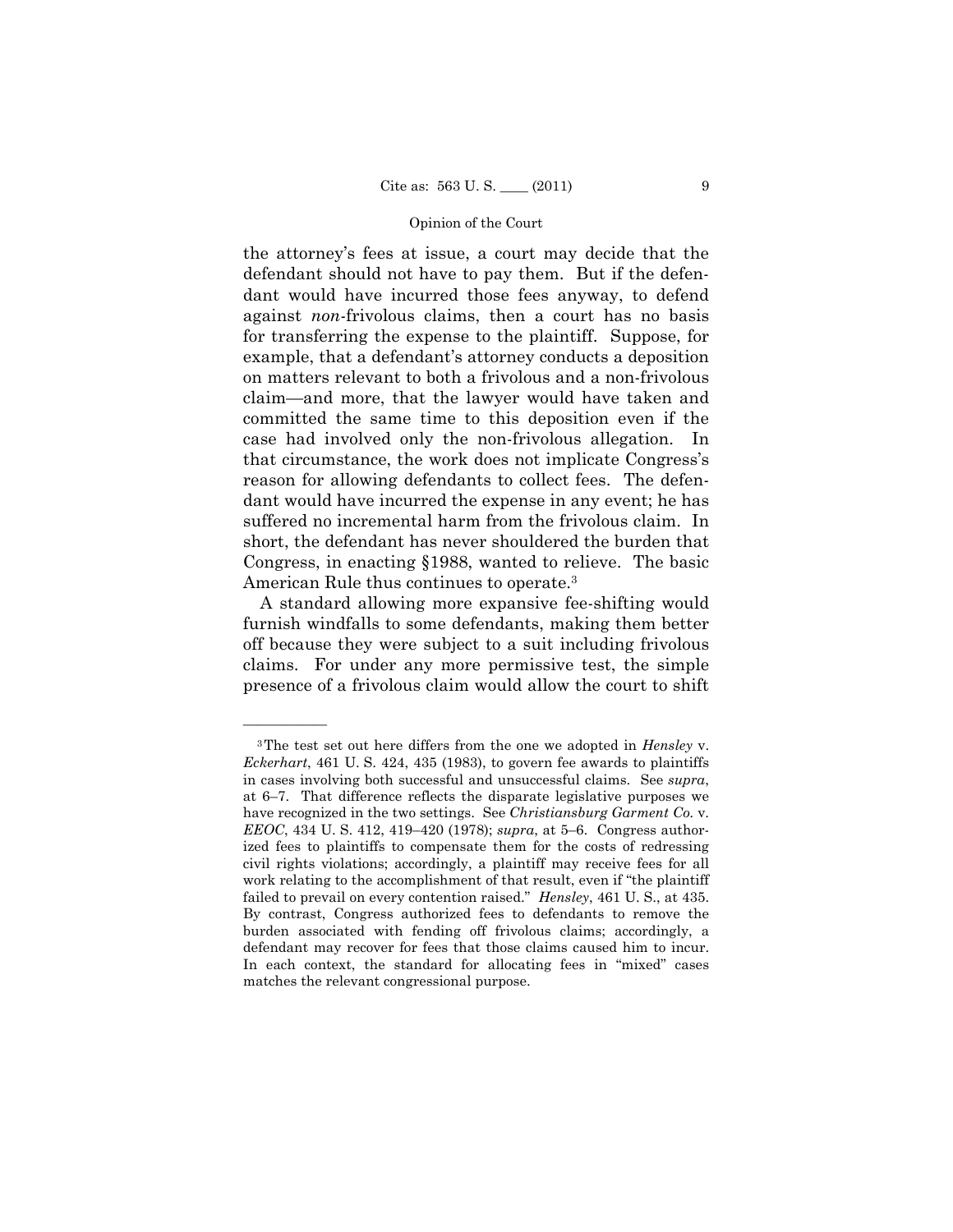the attorney's fees at issue, a court may decide that the defendant should not have to pay them. But if the defendant would have incurred those fees anyway, to defend against *non*-frivolous claims, then a court has no basis for transferring the expense to the plaintiff. Suppose, for example, that a defendant's attorney conducts a deposition on matters relevant to both a frivolous and a non-frivolous claim—and more, that the lawyer would have taken and committed the same time to this deposition even if the case had involved only the non-frivolous allegation. In that circumstance, the work does not implicate Congress's reason for allowing defendants to collect fees. The defendant would have incurred the expense in any event; he has suffered no incremental harm from the frivolous claim. In short, the defendant has never shouldered the burden that Congress, in enacting §1988, wanted to relieve. The basic American Rule thus continues to operate.[3]

A standard allowing more expansive fee-shifting would furnish windfalls to some defendants, making them better off because they were subject to a suit including frivolous claims. For under any more permissive test, the simple presence of a frivolous claim would allow the court to shift

---

[3] The test set out here differs from the one we adopted in *Hensley* v. *Eckerhart*, 461 U. S. 424, 435 (1983), to govern fee awards to plaintiffs in cases involving both successful and unsuccessful claims. See *supra*, at 6–7. That difference reflects the disparate legislative purposes we have recognized in the two settings. See *Christiansburg Garment Co.* v. *EEOC*, 434 U. S. 412, 419–420 (1978); *supra*, at 5–6. Congress authorized fees to plaintiffs to compensate them for the costs of redressing civil rights violations; accordingly, a plaintiff may receive fees for all work relating to the accomplishment of that result, even if "the plaintiff failed to prevail on every contention raised." *Hensley*, 461 U. S., at 435. By contrast, Congress authorized fees to defendants to remove the burden associated with fending off frivolous claims; accordingly, a defendant may recover for fees that those claims caused him to incur. In each context, the standard for allocating fees in "mixed" cases matches the relevant congressional purpose.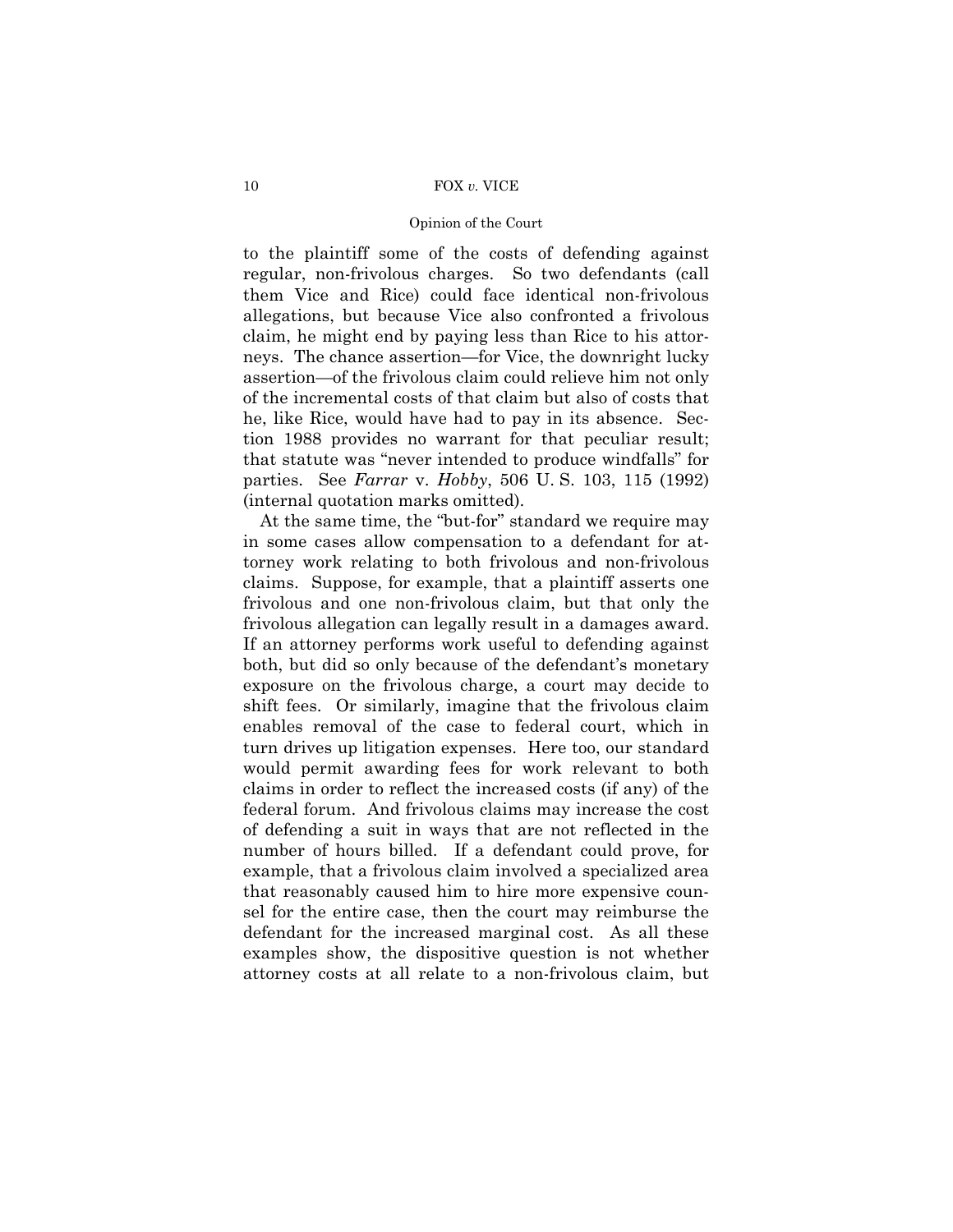to the plaintiff some of the costs of defending against regular, non-frivolous charges. So two defendants (call them Vice and Rice) could face identical non-frivolous allegations, but because Vice also confronted a frivolous claim, he might end by paying less than Rice to his attorneys. The chance assertion—for Vice, the downright lucky assertion—of the frivolous claim could relieve him not only of the incremental costs of that claim but also of costs that he, like Rice, would have had to pay in its absence. Section 1988 provides no warrant for that peculiar result; that statute was "never intended to produce windfalls" for parties. See *Farrar* v. *Hobby*, 506 U. S. 103, 115 (1992) (internal quotation marks omitted).

At the same time, the "but-for" standard we require may in some cases allow compensation to a defendant for attorney work relating to both frivolous and non-frivolous claims. Suppose, for example, that a plaintiff asserts one frivolous and one non-frivolous claim, but that only the frivolous allegation can legally result in a damages award. If an attorney performs work useful to defending against both, but did so only because of the defendant's monetary exposure on the frivolous charge, a court may decide to shift fees. Or similarly, imagine that the frivolous claim enables removal of the case to federal court, which in turn drives up litigation expenses. Here too, our standard would permit awarding fees for work relevant to both claims in order to reflect the increased costs (if any) of the federal forum. And frivolous claims may increase the cost of defending a suit in ways that are not reflected in the number of hours billed. If a defendant could prove, for example, that a frivolous claim involved a specialized area that reasonably caused him to hire more expensive counsel for the entire case, then the court may reimburse the defendant for the increased marginal cost. As all these examples show, the dispositive question is not whether attorney costs at all relate to a non-frivolous claim, but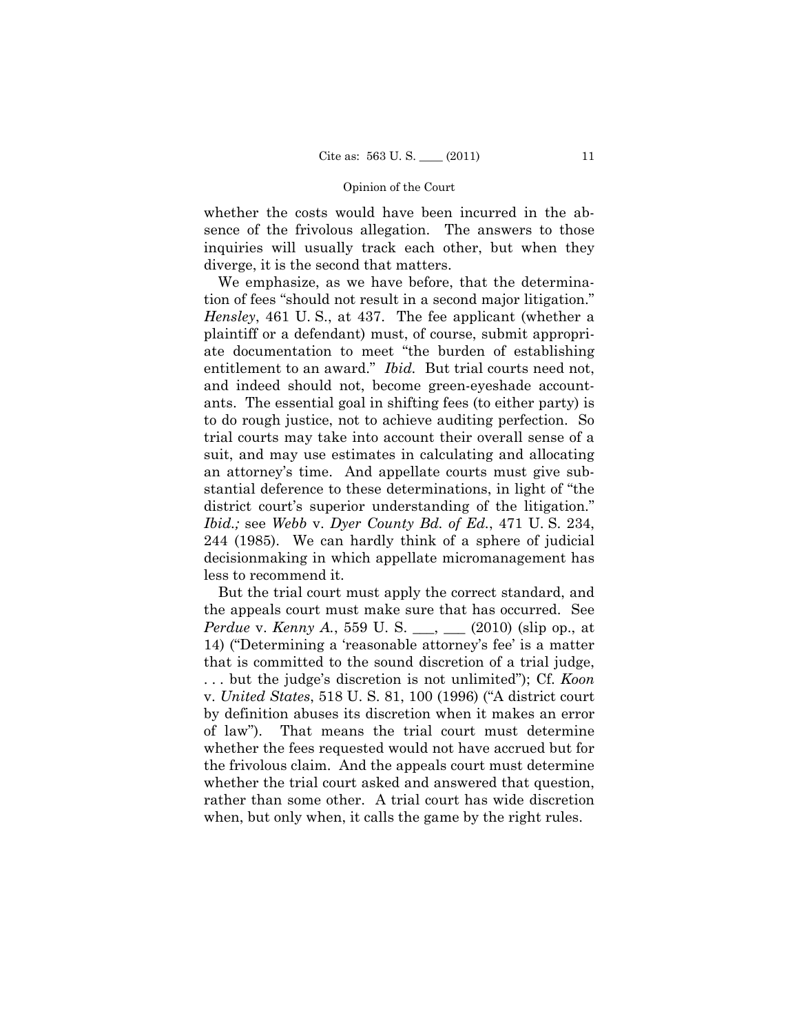whether the costs would have been incurred in the absence of the frivolous allegation. The answers to those inquiries will usually track each other, but when they diverge, it is the second that matters.

We emphasize, as we have before, that the determination of fees "should not result in a second major litigation." *Hensley*, 461 U. S., at 437. The fee applicant (whether a plaintiff or a defendant) must, of course, submit appropriate documentation to meet "the burden of establishing entitlement to an award." *Ibid.* But trial courts need not, and indeed should not, become green-eyeshade accountants. The essential goal in shifting fees (to either party) is to do rough justice, not to achieve auditing perfection. So trial courts may take into account their overall sense of a suit, and may use estimates in calculating and allocating an attorney's time. And appellate courts must give substantial deference to these determinations, in light of "the district court's superior understanding of the litigation." *Ibid.;* see *Webb* v. *Dyer County Bd. of Ed.*, 471 U. S. 234, 244 (1985). We can hardly think of a sphere of judicial decisionmaking in which appellate micromanagement has less to recommend it.

But the trial court must apply the correct standard, and the appeals court must make sure that has occurred. See *Perdue* v. *Kenny A.*, 559 U. S. \_\_\_, \_\_\_ (2010) (slip op., at 14) ("Determining a 'reasonable attorney's fee' is a matter that is committed to the sound discretion of a trial judge, . . . but the judge's discretion is not unlimited"); Cf. *Koon* v. *United States*, 518 U. S. 81, 100 (1996) ("A district court by definition abuses its discretion when it makes an error of law"). That means the trial court must determine whether the fees requested would not have accrued but for the frivolous claim. And the appeals court must determine whether the trial court asked and answered that question, rather than some other. A trial court has wide discretion when, but only when, it calls the game by the right rules.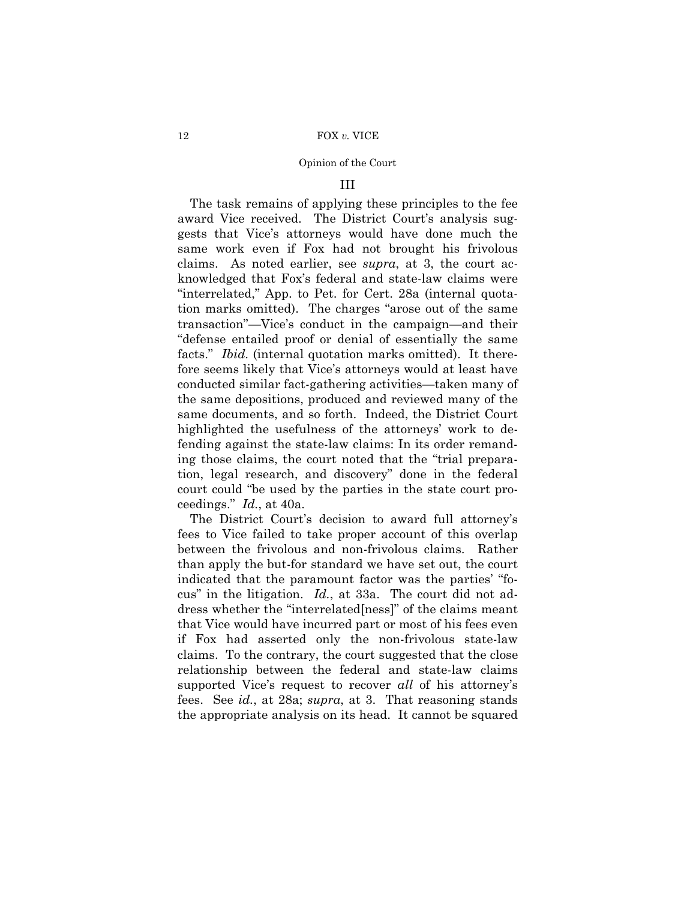### III

The task remains of applying these principles to the fee award Vice received. The District Court's analysis suggests that Vice's attorneys would have done much the same work even if Fox had not brought his frivolous claims. As noted earlier, see *supra*, at 3, the court acknowledged that Fox's federal and state-law claims were "interrelated," App. to Pet. for Cert. 28a (internal quotation marks omitted). The charges "arose out of the same transaction"—Vice's conduct in the campaign—and their "defense entailed proof or denial of essentially the same facts." *Ibid.* (internal quotation marks omitted). It therefore seems likely that Vice's attorneys would at least have conducted similar fact-gathering activities—taken many of the same depositions, produced and reviewed many of the same documents, and so forth. Indeed, the District Court highlighted the usefulness of the attorneys' work to defending against the state-law claims: In its order remanding those claims, the court noted that the "trial preparation, legal research, and discovery" done in the federal court could "be used by the parties in the state court proceedings." *Id.*, at 40a.

The District Court's decision to award full attorney's fees to Vice failed to take proper account of this overlap between the frivolous and non-frivolous claims. Rather than apply the but-for standard we have set out, the court indicated that the paramount factor was the parties' "focus" in the litigation. *Id.*, at 33a. The court did not address whether the "interrelated[ness]" of the claims meant that Vice would have incurred part or most of his fees even if Fox had asserted only the non-frivolous state-law claims. To the contrary, the court suggested that the close relationship between the federal and state-law claims supported Vice's request to recover *all* of his attorney's fees. See *id.*, at 28a; *supra*, at 3. That reasoning stands the appropriate analysis on its head. It cannot be squared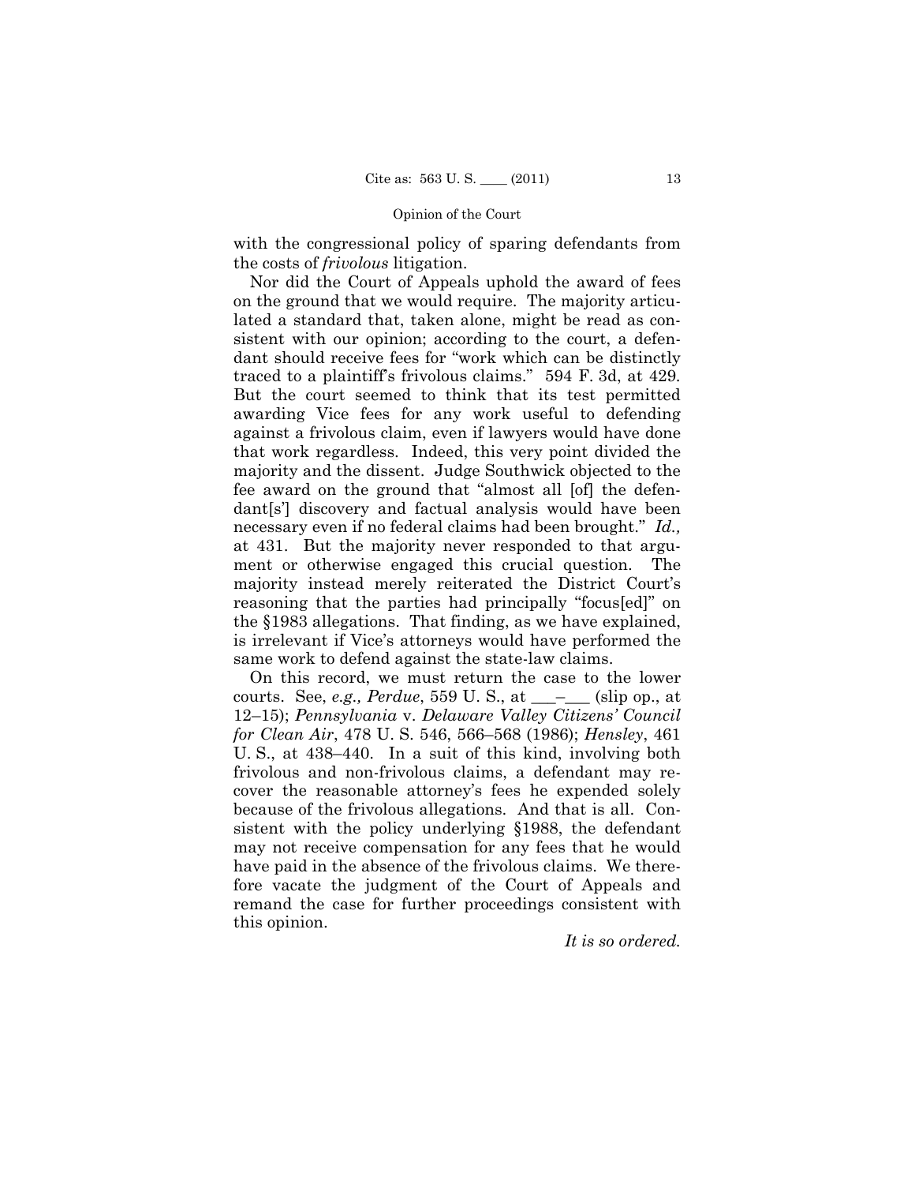with the congressional policy of sparing defendants from the costs of *frivolous* litigation.

Nor did the Court of Appeals uphold the award of fees on the ground that we would require. The majority articulated a standard that, taken alone, might be read as consistent with our opinion; according to the court, a defendant should receive fees for "work which can be distinctly traced to a plaintiff's frivolous claims." 594 F. 3d, at 429. But the court seemed to think that its test permitted awarding Vice fees for any work useful to defending against a frivolous claim, even if lawyers would have done that work regardless. Indeed, this very point divided the majority and the dissent. Judge Southwick objected to the fee award on the ground that "almost all [of] the defendant[s'] discovery and factual analysis would have been necessary even if no federal claims had been brought." *Id.,* at 431. But the majority never responded to that argument or otherwise engaged this crucial question. The majority instead merely reiterated the District Court's reasoning that the parties had principally "focus[ed]" on the §1983 allegations. That finding, as we have explained, is irrelevant if Vice's attorneys would have performed the same work to defend against the state-law claims.

On this record, we must return the case to the lower courts. See, *e.g., Perdue*, 559 U. S., at ___–___ (slip op., at 12–15); *Pennsylvania* v. *Delaware Valley Citizens' Council for Clean Air*, 478 U. S. 546, 566–568 (1986); *Hensley*, 461 U. S., at 438–440. In a suit of this kind, involving both frivolous and non-frivolous claims, a defendant may recover the reasonable attorney's fees he expended solely because of the frivolous allegations. And that is all. Consistent with the policy underlying §1988, the defendant may not receive compensation for any fees that he would have paid in the absence of the frivolous claims. We therefore vacate the judgment of the Court of Appeals and remand the case for further proceedings consistent with this opinion.

*It is so ordered.*